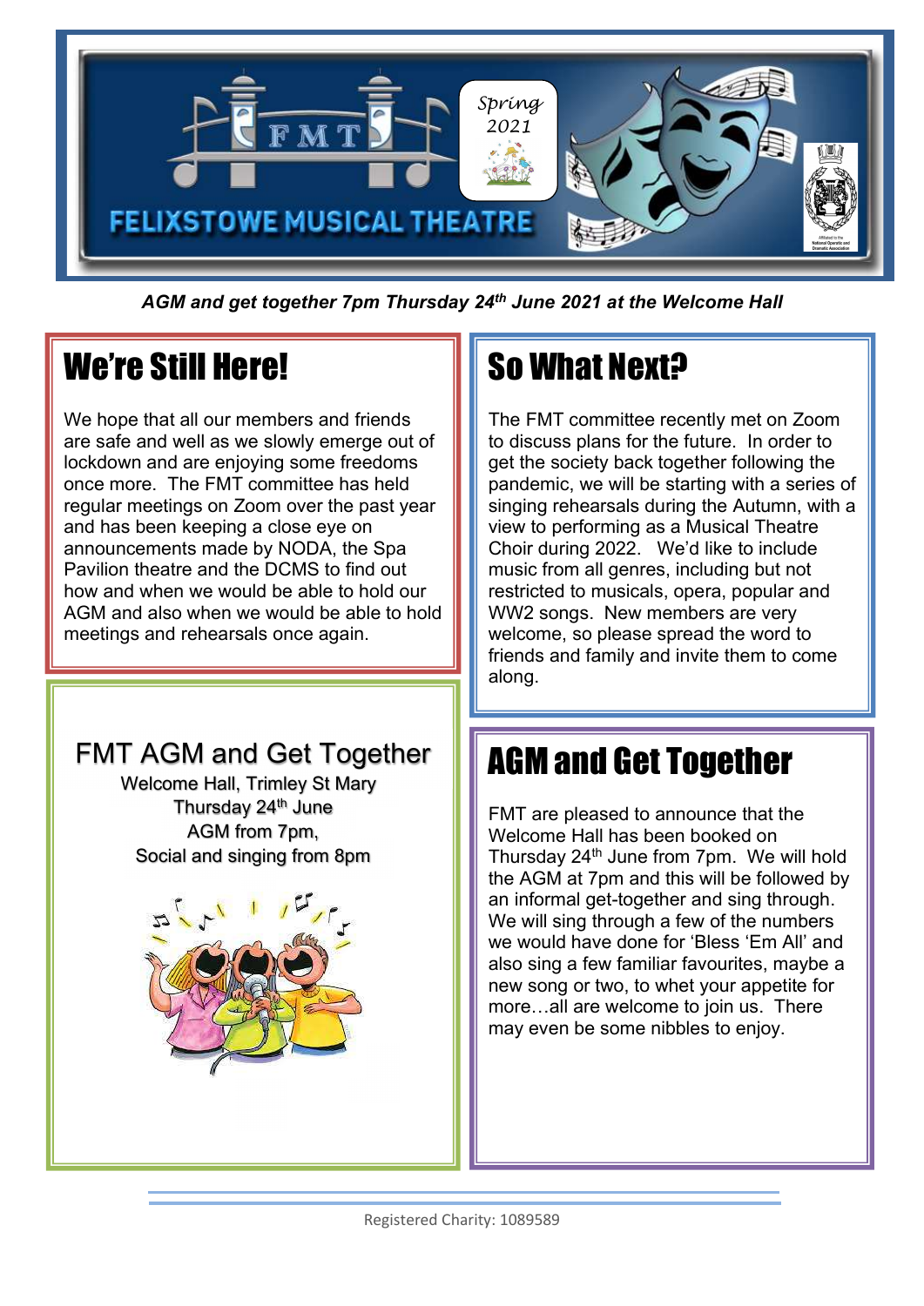FELIXSTOWE MUSICAL THEATRE

Spring 2021

*AGM and get together 7pm Thursday 24th June 2021 at the Welcome Hall*

## We're Still Here!

We hope that all our members and friends are safe and well as we slowly emerge out of lockdown and are enjoying some freedoms once more. The FMT committee has held regular meetings on Zoom over the past year and has been keeping a close eye on announcements made by NODA, the Spa Pavilion theatre and the DCMS to find out how and when we would be able to hold our AGM and also when we would be able to hold meetings and rehearsals once again.

## FMT AGM and Get Together

Welcome Hall, Trimley St Mary
Thursday 24th June
AGM from 7pm,
Social and singing from 8pm

## So What Next?

The FMT committee recently met on Zoom to discuss plans for the future. In order to get the society back together following the pandemic, we will be starting with a series of singing rehearsals during the Autumn, with a view to performing as a Musical Theatre Choir during 2022. We'd like to include music from all genres, including but not restricted to musicals, opera, popular and WW2 songs. New members are very welcome, so please spread the word to friends and family and invite them to come along.

## AGM and Get Together

FMT are pleased to announce that the Welcome Hall has been booked on Thursday 24th June from 7pm. We will hold the AGM at 7pm and this will be followed by an informal get-together and sing through. We will sing through a few of the numbers we would have done for 'Bless 'Em All' and also sing a few familiar favourites, maybe a new song or two, to whet your appetite for more…all are welcome to join us. There may even be some nibbles to enjoy.

Registered Charity: 1089589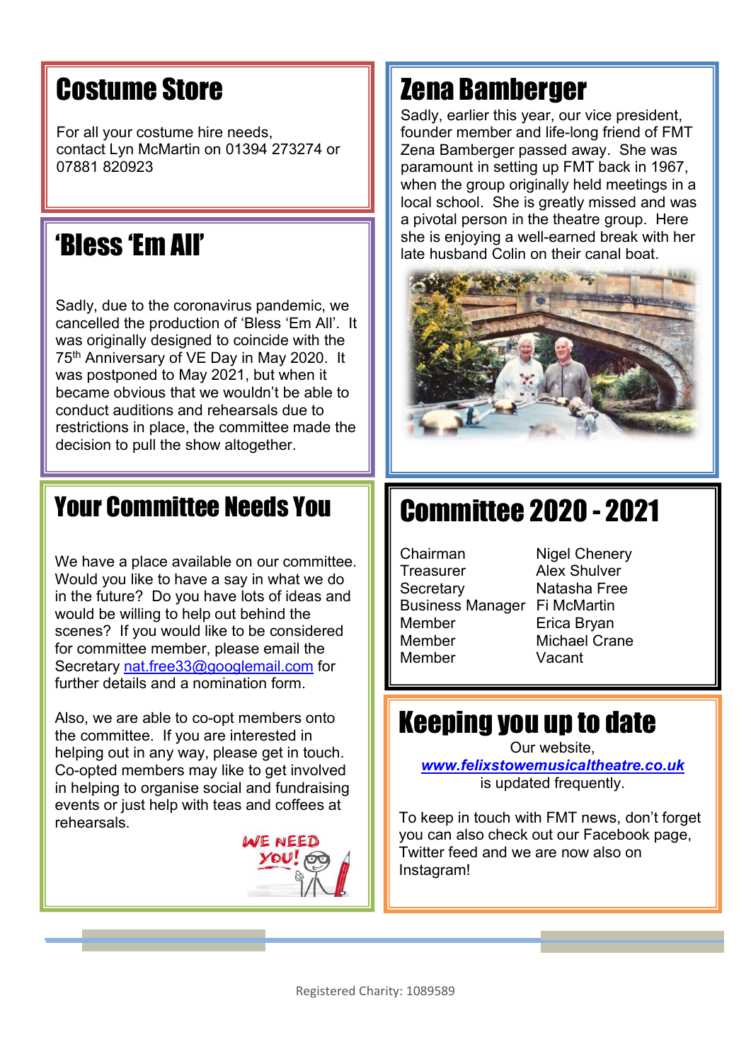## Costume Store

For all your costume hire needs, contact Lyn McMartin on 01394 273274 or 07881 820923

## 'Bless 'Em All'

Sadly, due to the coronavirus pandemic, we cancelled the production of 'Bless 'Em All'. It was originally designed to coincide with the 75th Anniversary of VE Day in May 2020. It was postponed to May 2021, but when it became obvious that we wouldn't be able to conduct auditions and rehearsals due to restrictions in place, the committee made the decision to pull the show altogether.

## Your Committee Needs You

We have a place available on our committee. Would you like to have a say in what we do in the future? Do you have lots of ideas and would be willing to help out behind the scenes? If you would like to be considered for committee member, please email the Secretary nat.free33@googlemail.com for further details and a nomination form.

Also, we are able to co-opt members onto the committee. If you are interested in helping out in any way, please get in touch. Co-opted members may like to get involved in helping to organise social and fundraising events or just help with teas and coffees at rehearsals.

## Zena Bamberger

Sadly, earlier this year, our vice president, founder member and life-long friend of FMT Zena Bamberger passed away. She was paramount in setting up FMT back in 1967, when the group originally held meetings in a local school. She is greatly missed and was a pivotal person in the theatre group. Here she is enjoying a well-earned break with her late husband Colin on their canal boat.

## Committee 2020 - 2021

| | |
|---|---|
| Chairman | Nigel Chenery |
| Treasurer | Alex Shulver |
| Secretary | Natasha Free |
| Business Manager | Fi McMartin |
| Member | Erica Bryan |
| Member | Michael Crane |
| Member | Vacant |

## Keeping you up to date

Our website, ***www.felixstowemusicaltheatre.co.uk*** is updated frequently.

To keep in touch with FMT news, don't forget you can also check out our Facebook page, Twitter feed and we are now also on Instagram!

Registered Charity: 1089589